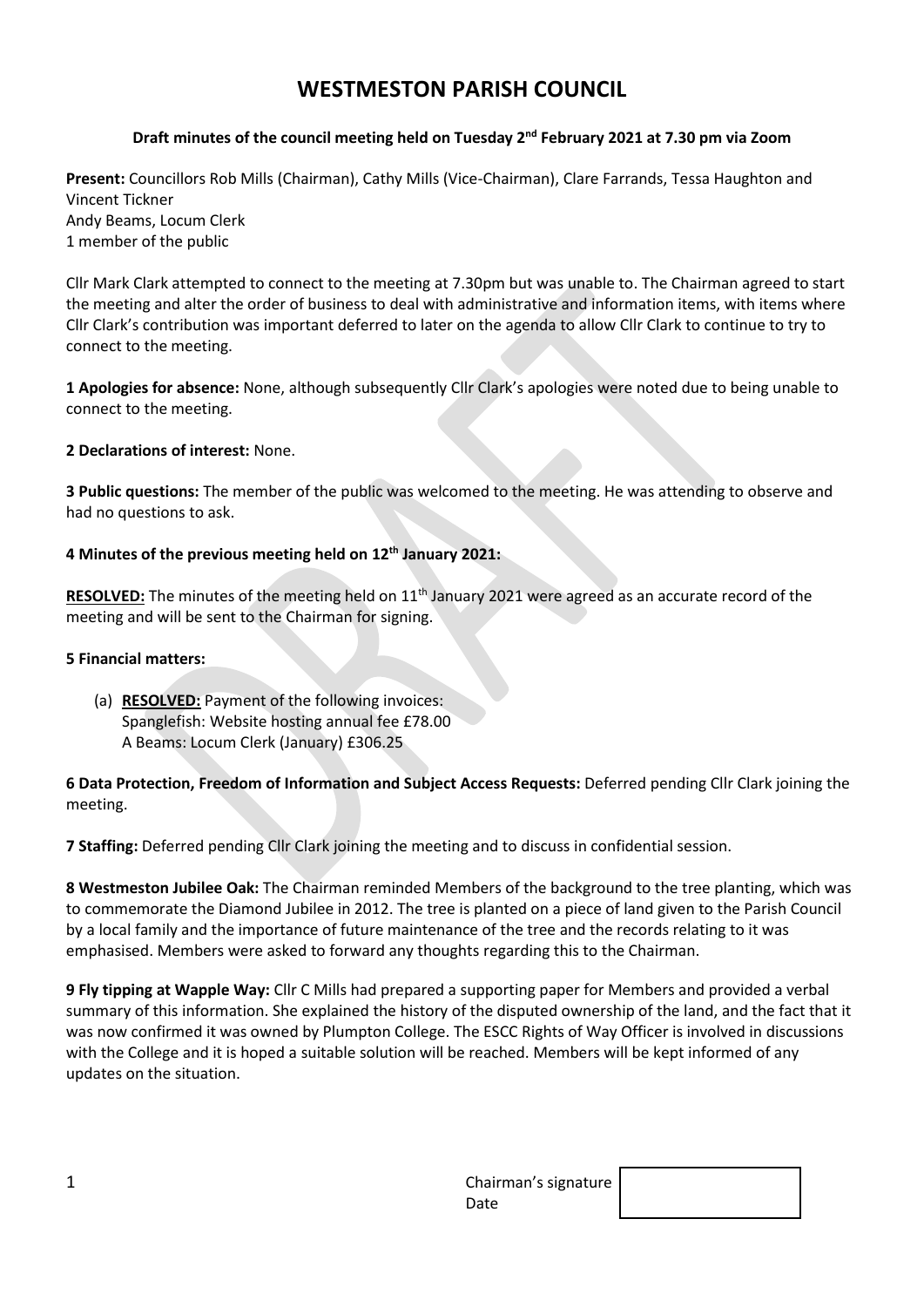# WESTMESTON PARISH COUNCIL

**Draft minutes of the council meeting held on Tuesday 2nd February 2021 at 7.30 pm via Zoom**

**Present:** Councillors Rob Mills (Chairman), Cathy Mills (Vice-Chairman), Clare Farrands, Tessa Haughton and Vincent Tickner
Andy Beams, Locum Clerk
1 member of the public

Cllr Mark Clark attempted to connect to the meeting at 7.30pm but was unable to. The Chairman agreed to start the meeting and alter the order of business to deal with administrative and information items, with items where Cllr Clark's contribution was important deferred to later on the agenda to allow Cllr Clark to continue to try to connect to the meeting.

**1 Apologies for absence:** None, although subsequently Cllr Clark's apologies were noted due to being unable to connect to the meeting.

**2 Declarations of interest:** None.

**3 Public questions:** The member of the public was welcomed to the meeting. He was attending to observe and had no questions to ask.

**4 Minutes of the previous meeting held on 12th January 2021:**

**RESOLVED:** The minutes of the meeting held on 11th January 2021 were agreed as an accurate record of the meeting and will be sent to the Chairman for signing.

**5 Financial matters:**

(a) **RESOLVED:** Payment of the following invoices:
Spanglefish: Website hosting annual fee £78.00
A Beams: Locum Clerk (January) £306.25

**6 Data Protection, Freedom of Information and Subject Access Requests:** Deferred pending Cllr Clark joining the meeting.

**7 Staffing:** Deferred pending Cllr Clark joining the meeting and to discuss in confidential session.

**8 Westmeston Jubilee Oak:** The Chairman reminded Members of the background to the tree planting, which was to commemorate the Diamond Jubilee in 2012. The tree is planted on a piece of land given to the Parish Council by a local family and the importance of future maintenance of the tree and the records relating to it was emphasised. Members were asked to forward any thoughts regarding this to the Chairman.

**9 Fly tipping at Wapple Way:** Cllr C Mills had prepared a supporting paper for Members and provided a verbal summary of this information. She explained the history of the disputed ownership of the land, and the fact that it was now confirmed it was owned by Plumpton College. The ESCC Rights of Way Officer is involved in discussions with the College and it is hoped a suitable solution will be reached. Members will be kept informed of any updates on the situation.

Chairman's signature
Date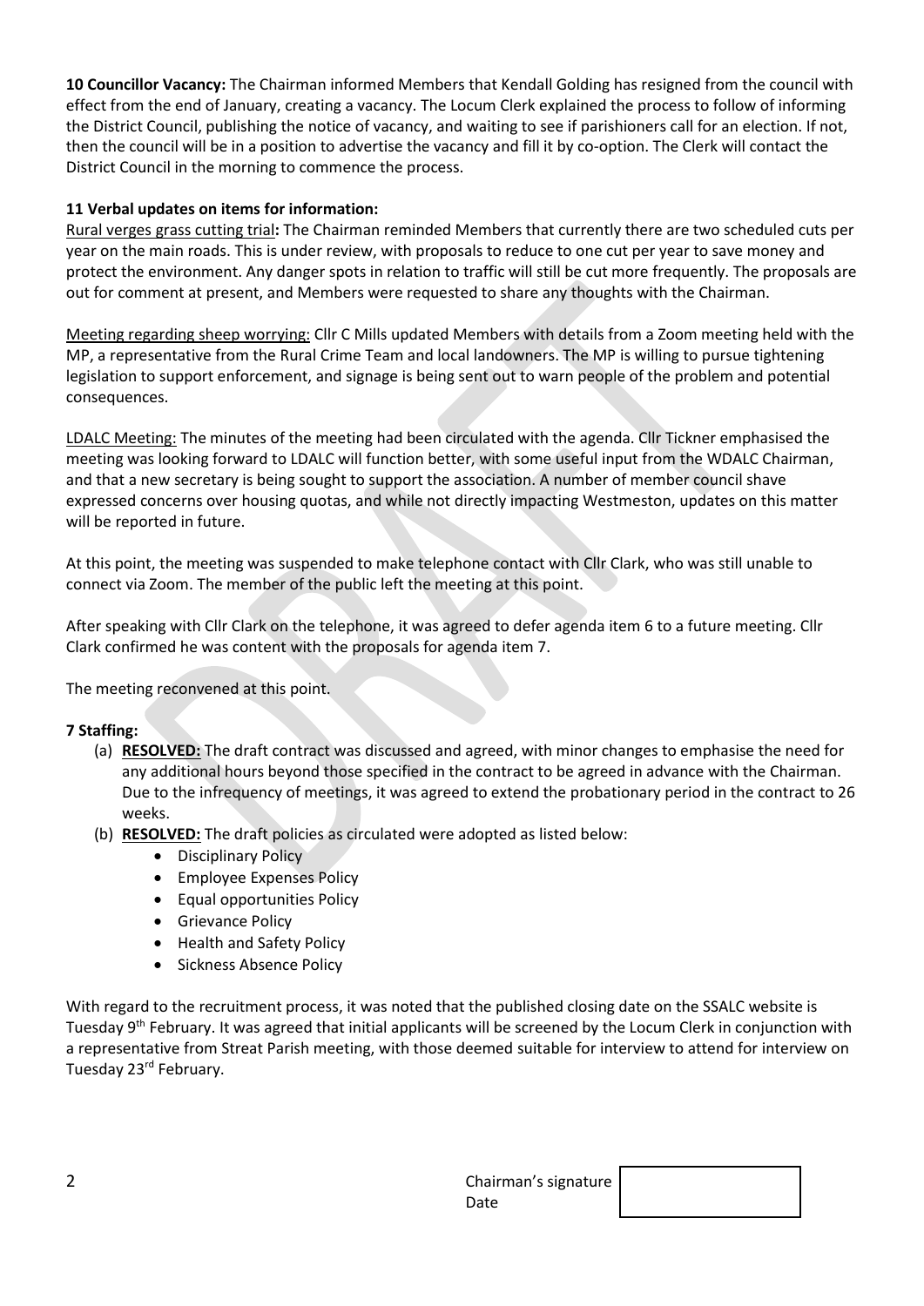**10 Councillor Vacancy:** The Chairman informed Members that Kendall Golding has resigned from the council with effect from the end of January, creating a vacancy. The Locum Clerk explained the process to follow of informing the District Council, publishing the notice of vacancy, and waiting to see if parishioners call for an election. If not, then the council will be in a position to advertise the vacancy and fill it by co-option. The Clerk will contact the District Council in the morning to commence the process.

**11 Verbal updates on items for information:**

Rural verges grass cutting trial**:** The Chairman reminded Members that currently there are two scheduled cuts per year on the main roads. This is under review, with proposals to reduce to one cut per year to save money and protect the environment. Any danger spots in relation to traffic will still be cut more frequently. The proposals are out for comment at present, and Members were requested to share any thoughts with the Chairman.

Meeting regarding sheep worrying: Cllr C Mills updated Members with details from a Zoom meeting held with the MP, a representative from the Rural Crime Team and local landowners. The MP is willing to pursue tightening legislation to support enforcement, and signage is being sent out to warn people of the problem and potential consequences.

LDALC Meeting: The minutes of the meeting had been circulated with the agenda. Cllr Tickner emphasised the meeting was looking forward to LDALC will function better, with some useful input from the WDALC Chairman, and that a new secretary is being sought to support the association. A number of member council shave expressed concerns over housing quotas, and while not directly impacting Westmeston, updates on this matter will be reported in future.

At this point, the meeting was suspended to make telephone contact with Cllr Clark, who was still unable to connect via Zoom. The member of the public left the meeting at this point.

After speaking with Cllr Clark on the telephone, it was agreed to defer agenda item 6 to a future meeting. Cllr Clark confirmed he was content with the proposals for agenda item 7.

The meeting reconvened at this point.

**7 Staffing:**

(a) **RESOLVED:** The draft contract was discussed and agreed, with minor changes to emphasise the need for any additional hours beyond those specified in the contract to be agreed in advance with the Chairman. Due to the infrequency of meetings, it was agreed to extend the probationary period in the contract to 26 weeks.

(b) **RESOLVED:** The draft policies as circulated were adopted as listed below:
- Disciplinary Policy
- Employee Expenses Policy
- Equal opportunities Policy
- Grievance Policy
- Health and Safety Policy
- Sickness Absence Policy

With regard to the recruitment process, it was noted that the published closing date on the SSALC website is Tuesday 9th February. It was agreed that initial applicants will be screened by the Locum Clerk in conjunction with a representative from Streat Parish meeting, with those deemed suitable for interview to attend for interview on Tuesday 23rd February.

Chairman's signature
Date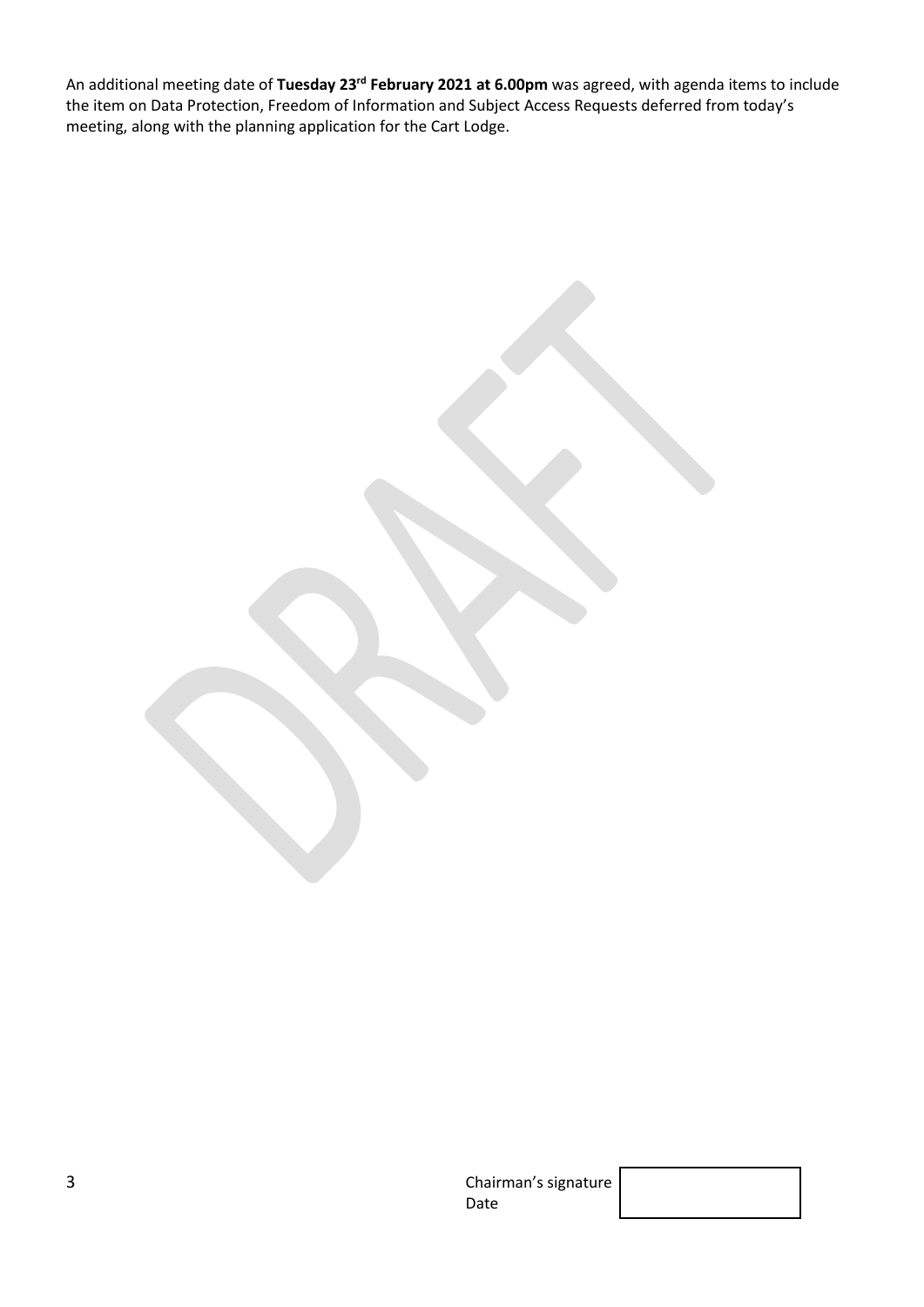An additional meeting date of **Tuesday 23rd February 2021 at 6.00pm** was agreed, with agenda items to include the item on Data Protection, Freedom of Information and Subject Access Requests deferred from today's meeting, along with the planning application for the Cart Lodge.

Chairman's signature
Date